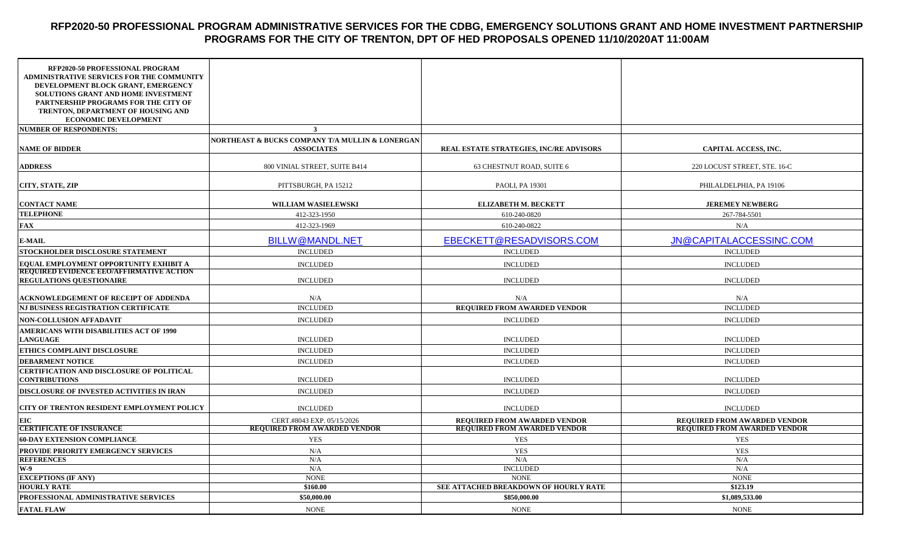# RFP2020-50 PROFESSIONAL PROGRAM ADMINISTRATIVE SERVICES FOR THE CDBG, EMERGENCY SOLUTIONS GRANT AND HOME INVESTMENT PARTNERSHIP PROGRAMS FOR THE CITY OF TRENTON, DPT OF HED PROPOSALS OPENED 11/10/2020AT 11:00AM

| RFP2020-50 PROFESSIONAL PROGRAM ADMINISTRATIVE SERVICES FOR THE COMMUNITY DEVELOPMENT BLOCK GRANT, EMERGENCY SOLUTIONS GRANT AND HOME INVESTMENT PARTNERSHIP PROGRAMS FOR THE CITY OF TRENTON, DEPARTMENT OF HOUSING AND ECONOMIC DEVELOPMENT | | | |
|---|---|---|---|
| **NUMBER OF RESPONDENTS:** | **3** | | |
| **NAME OF BIDDER** | **NORTHEAST & BUCKS COMPANY T/A MULLIN & LONERGAN ASSOCIATES** | **REAL ESTATE STRATEGIES, INC/RE ADVISORS** | **CAPITAL ACCESS, INC.** |
| **ADDRESS** | 800 VINIAL STREET, SUITE B414 | 63 CHESTNUT ROAD, SUITE 6 | 220 LOCUST STREET, STE. 16-C |
| **CITY, STATE, ZIP** | PITTSBURGH, PA 15212 | PAOLI, PA 19301 | PHILALDELPHIA, PA 19106 |
| **CONTACT NAME** | **WILLIAM WASIELEWSKI** | **ELIZABETH M. BECKETT** | **JEREMEY NEWBERG** |
| **TELEPHONE** | 412-323-1950 | 610-240-0820 | 267-784-5501 |
| **FAX** | 412-323-1969 | 610-240-0822 | N/A |
| **E-MAIL** | BILLW@MANDL.NET | EBECKETT@RESADVISORS.COM | JN@CAPITALACCESSINC.COM |
| **STOCKHOLDER DISCLOSURE STATEMENT** | INCLUDED | INCLUDED | INCLUDED |
| **EQUAL EMPLOYMENT OPPORTUNITY EXHIBIT A** | INCLUDED | INCLUDED | INCLUDED |
| **REQUIRED EVIDENCE EEO/AFFIRMATIVE ACTION REGULATIONS QUESTIONAIRE** | INCLUDED | INCLUDED | INCLUDED |
| **ACKNOWLEDGEMENT OF RECEIPT OF ADDENDA** | N/A | N/A | N/A |
| **NJ BUSINESS REGISTRATION CERTIFICATE** | INCLUDED | **REQUIRED FROM AWARDED VENDOR** | INCLUDED |
| **NON-COLLUSION AFFADAVIT** | INCLUDED | INCLUDED | INCLUDED |
| **AMERICANS WITH DISABILITIES ACT OF 1990 LANGUAGE** | INCLUDED | INCLUDED | INCLUDED |
| **ETHICS COMPLAINT DISCLOSURE** | INCLUDED | INCLUDED | INCLUDED |
| **DEBARMENT NOTICE** | INCLUDED | INCLUDED | INCLUDED |
| **CERTIFICATION AND DISCLOSURE OF POLITICAL CONTRIBUTIONS** | INCLUDED | INCLUDED | INCLUDED |
| **DISCLOSURE OF INVESTED ACTIVITIES IN IRAN** | INCLUDED | INCLUDED | INCLUDED |
| **CITY OF TRENTON RESIDENT EMPLOYMENT POLICY** | INCLUDED | INCLUDED | INCLUDED |
| **EIC** | CERT.#8043 EXP. 05/15/2026 | **REQUIRED FROM AWARDED VENDOR** | **REQUIRED FROM AWARDED VENDOR** |
| **CERTIFICATE OF INSURANCE** | **REQUIRED FROM AWARDED VENDOR** | **REQUIRED FROM AWARDED VENDOR** | **REQUIRED FROM AWARDED VENDOR** |
| **60-DAY EXTENSION COMPLIANCE** | YES | YES | YES |
| **PROVIDE PRIORITY EMERGENCY SERVICES** | N/A | YES | YES |
| **REFERENCES** | N/A | N/A | N/A |
| **W-9** | N/A | INCLUDED | N/A |
| **EXCEPTIONS (IF ANY)** | NONE | NONE | NONE |
| **HOURLY RATE** | **$160.00** | **SEE ATTACHED BREAKDOWN OF HOURLY RATE** | **$123.19** |
| **PROFESSIONAL ADMINISTRATIVE SERVICES** | **$50,000.00** | **$850,000.00** | **$1,089,533.00** |
| **FATAL FLAW** | NONE | NONE | NONE |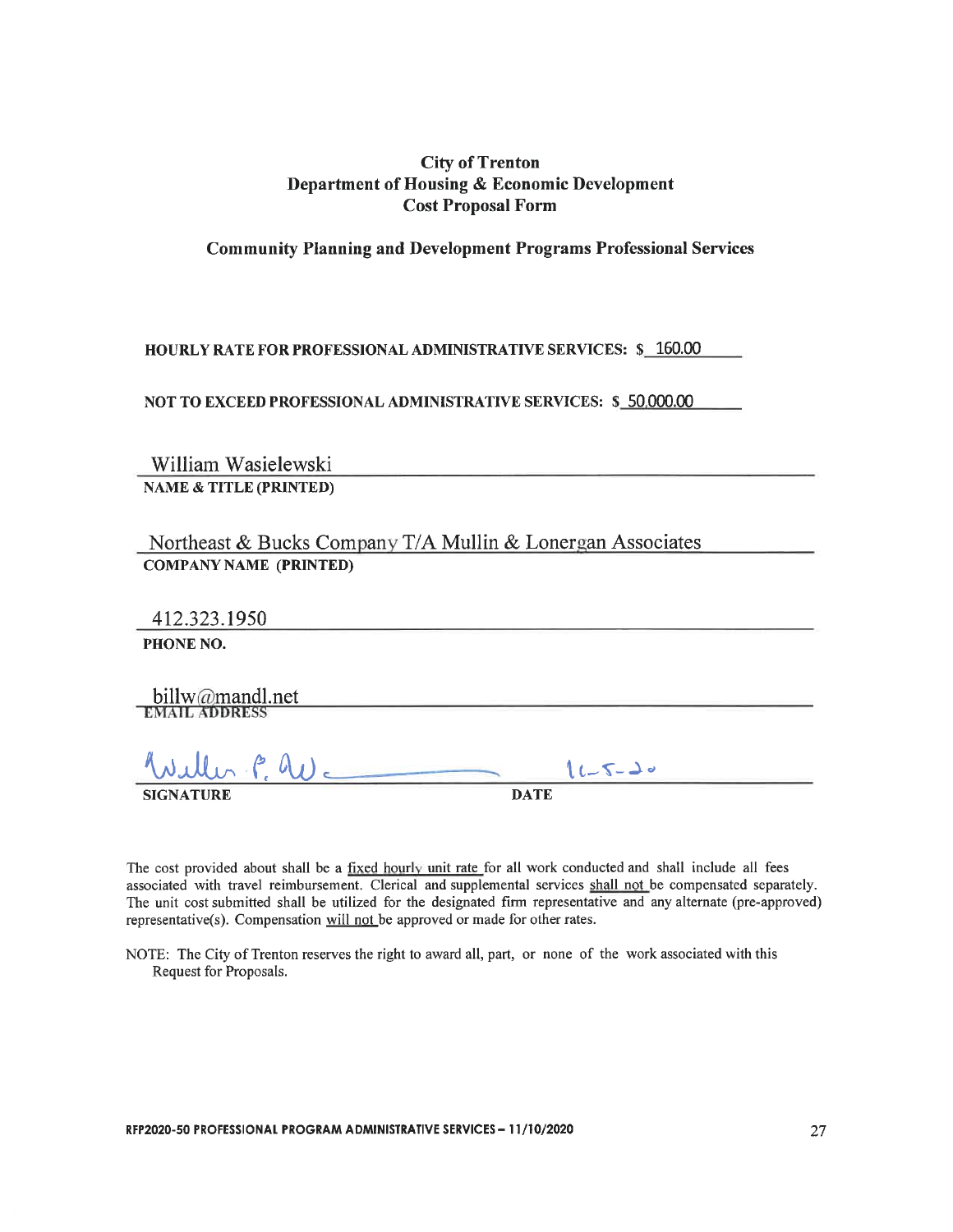# City of Trenton
# Department of Housing & Economic Development
# Cost Proposal Form

## Community Planning and Development Programs Professional Services

**HOURLY RATE FOR PROFESSIONAL ADMINISTRATIVE SERVICES: $** 160.00

**NOT TO EXCEED PROFESSIONAL ADMINISTRATIVE SERVICES: $** 50,000.00

William Wasielewski
**NAME & TITLE (PRINTED)**

Northeast & Bucks Company T/A Mullin & Lonergan Associates
**COMPANY NAME (PRINTED)**

412.323.1950
**PHONE NO.**

billw@mandl.net
**EMAIL ADDRESS**

William P. W.  11-5-20
**SIGNATURE** **DATE**

The cost provided about shall be a fixed hourly unit rate for all work conducted and shall include all fees associated with travel reimbursement. Clerical and supplemental services shall not be compensated separately. The unit cost submitted shall be utilized for the designated firm representative and any alternate (pre-approved) representative(s). Compensation will not be approved or made for other rates.

NOTE: The City of Trenton reserves the right to award all, part, or none of the work associated with this Request for Proposals.

**RFP2020-50 PROFESSIONAL PROGRAM ADMINISTRATIVE SERVICES – 11/10/2020**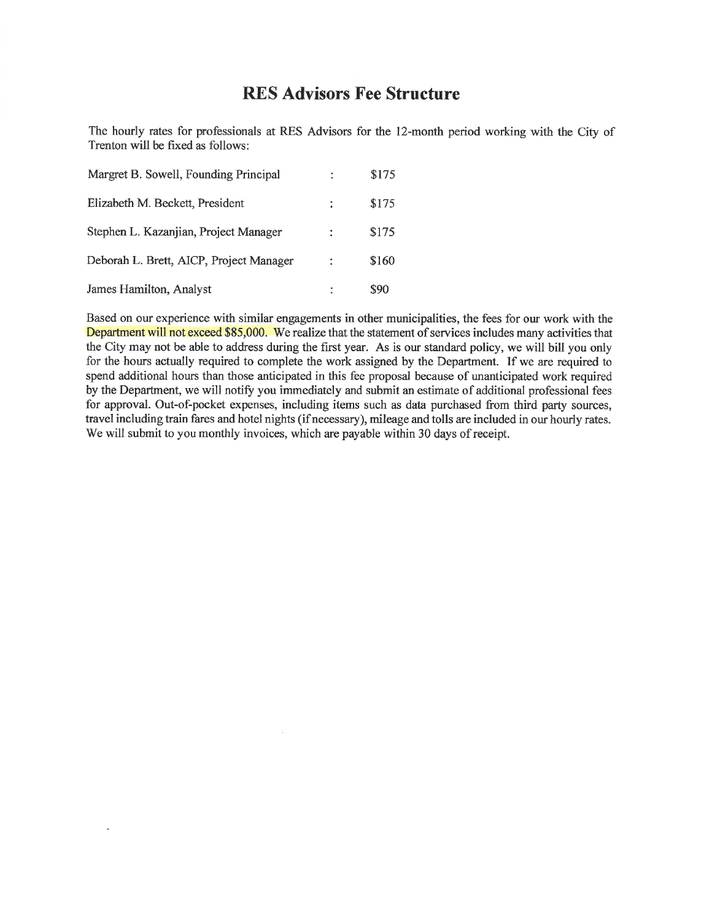# RES Advisors Fee Structure

The hourly rates for professionals at RES Advisors for the 12-month period working with the City of Trenton will be fixed as follows:

| | | |
|---|---|---|
| Margret B. Sowell, Founding Principal | : | $175 |
| Elizabeth M. Beckett, President | : | $175 |
| Stephen L. Kazanjian, Project Manager | : | $175 |
| Deborah L. Brett, AICP, Project Manager | : | $160 |
| James Hamilton, Analyst | : | $90 |

Based on our experience with similar engagements in other municipalities, the fees for our work with the Department will not exceed $85,000. We realize that the statement of services includes many activities that the City may not be able to address during the first year. As is our standard policy, we will bill you only for the hours actually required to complete the work assigned by the Department. If we are required to spend additional hours than those anticipated in this fee proposal because of unanticipated work required by the Department, we will notify you immediately and submit an estimate of additional professional fees for approval. Out-of-pocket expenses, including items such as data purchased from third party sources, travel including train fares and hotel nights (if necessary), mileage and tolls are included in our hourly rates. We will submit to you monthly invoices, which are payable within 30 days of receipt.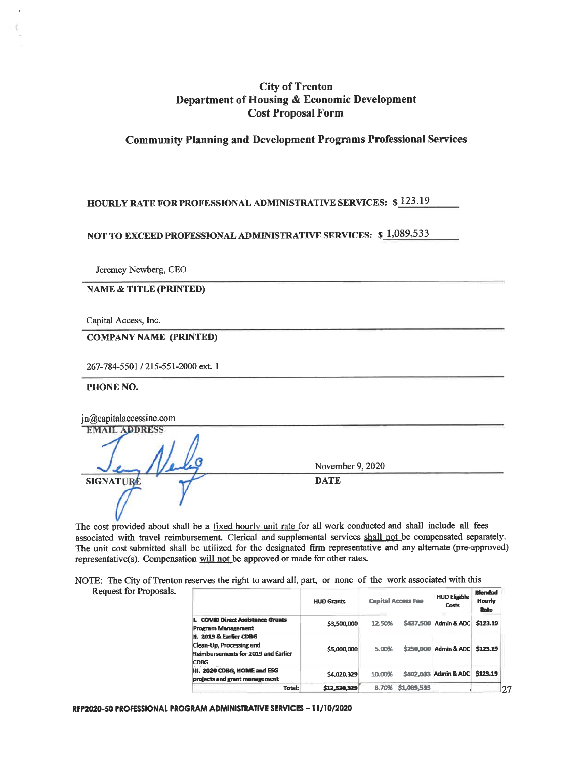# City of Trenton
# Department of Housing & Economic Development
# Cost Proposal Form

## Community Planning and Development Programs Professional Services

**HOURLY RATE FOR PROFESSIONAL ADMINISTRATIVE SERVICES: $** 123.19

**NOT TO EXCEED PROFESSIONAL ADMINISTRATIVE SERVICES: $** 1,089,533

Jeremey Newberg, CEO

**NAME & TITLE (PRINTED)**

Capital Access, Inc.

**COMPANY NAME (PRINTED)**

267-784-5501 / 215-551-2000 ext. 1

**PHONE NO.**

jn@capitalaccessinc.com

**EMAIL ADDRESS**

**SIGNATURE**

November 9, 2020

**DATE**

The cost provided about shall be a fixed hourly unit rate for all work conducted and shall include all fees associated with travel reimbursement. Clerical and supplemental services shall not be compensated separately. The unit cost submitted shall be utilized for the designated firm representative and any alternate (pre-approved) representative(s). Compensation will not be approved or made for other rates.

NOTE: The City of Trenton reserves the right to award all, part, or none of the work associated with this Request for Proposals.

| | HUD Grants | Capital Access Fee | | HUD Eligible Costs | Blended Hourly Rate |
|---|---|---|---|---|---|
| **I. COVID Direct Assistance Grants Program Management** | $3,500,000 | 12.50% | $437,500 | Admin & ADC | $123.19 |
| **II. 2019 & Earlier CDBG Clean-Up, Processing and Reimbursements for 2019 and Earlier CDBG** | $5,000,000 | 5.00% | $250,000 | Admin & ADC | $123.19 |
| **III. 2020 CDBG, HOME and ESG projects and grant management** | $4,020,329 | 10.00% | $402,033 | Admin & ADC | $123.19 |
| **Total:** | $12,520,329 | 8.70% | $1,089,533 | | |

**RFP2020-50 PROFESSIONAL PROGRAM ADMINISTRATIVE SERVICES – 11/10/2020**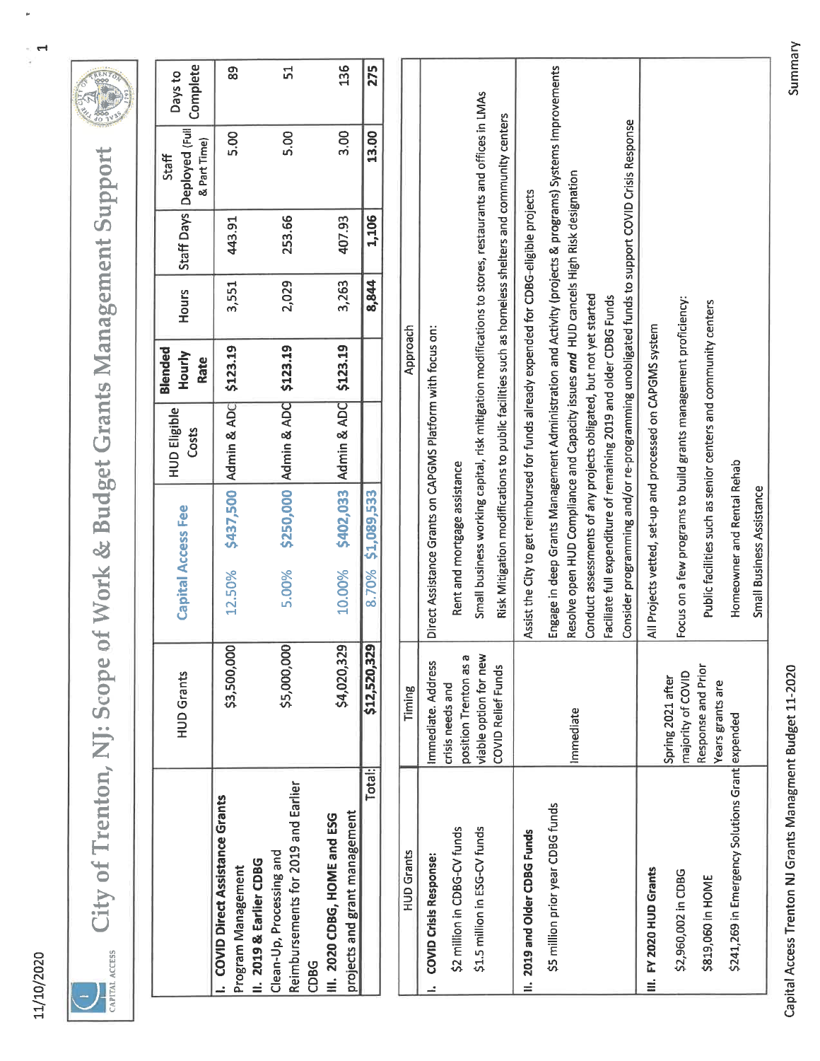# City of Trenton, NJ: Scope of Work & Budget Grants Management Support

| | HUD Grants | Capital Access Fee | | HUD Eligible Costs | Blended Hourly Rate | Hours | Staff Days | Staff Deployed (Full & Part Time) | Days to Complete |
|---|---|---|---|---|---|---|---|---|---|
| **I. COVID Direct Assistance Grants** Program Management | $3,500,000 | 12.50% | $437,500 | Admin & ADC | $123.19 | 3,551 | 443.91 | 5.00 | 89 |
| **II. 2019 & Earlier CDBG** Clean-Up, Processing and Reimbursements for 2019 and Earlier CDBG | $5,000,000 | 5.00% | $250,000 | Admin & ADC | $123.19 | 2,029 | 253.66 | 5.00 | 51 |
| **III. 2020 CDBG, HOME and ESG** projects and grant management | $4,020,329 | 10.00% | $402,033 | Admin & ADC | $123.19 | 3,263 | 407.93 | 3.00 | 136 |
| **Total:** | **$12,520,329** | 8.70% | $1,089,533 | | | **8,844** | **1,106** | **13.00** | **275** |

| HUD Grants | Timing | Approach |
|---|---|---|
| **I. COVID Crisis Response:**<br>$2 million in CDBG-CV funds<br>$1.5 million in ESG-CV funds | Immediate. Address crisis needs and position Trenton as a viable option for new COVID Relief Funds | Direct Assistance Grants on CAPGMS Platform with focus on:<br>Rent and mortgage assistance<br>Small business working capital, risk mitigation modifications to stores, restaurants and offices in LMAs<br>Risk Mitigation modifications to public facilities such as homeless shelters and community centers |
| **II. 2019 and Older CDBG Funds**<br>$5 million prior year CDBG funds | Immediate | Assist the City to get reimbursed for funds already expended for CDBG-eligible projects<br>Engage in deep Grants Management Administration and Activity (projects & programs) Systems Improvements<br>Resolve open HUD Compliance and Capacity issues *and* HUD cancels High Risk designation<br>Conduct assessments of any projects obligated, but not yet started<br>Facilitate full expenditure of remaining 2019 and older CDBG Funds<br>Consider programming and/or re-programming unobligated funds to support COVID Crisis Response |
| **III. FY 2020 HUD Grants**<br>$2,960,002 in CDBG<br>$819,060 in HOME<br>$241,269 in Emergency Solutions Grant | Spring 2021 after majority of COVID Response and Prior Years grants are expended | All Projects vetted, set-up and processed on CAPGMS system<br>Focus on a few programs to build grants management proficiency:<br>Public facilities such as senior centers and community centers<br>Homeowner and Rental Rehab<br>Small Business Assistance |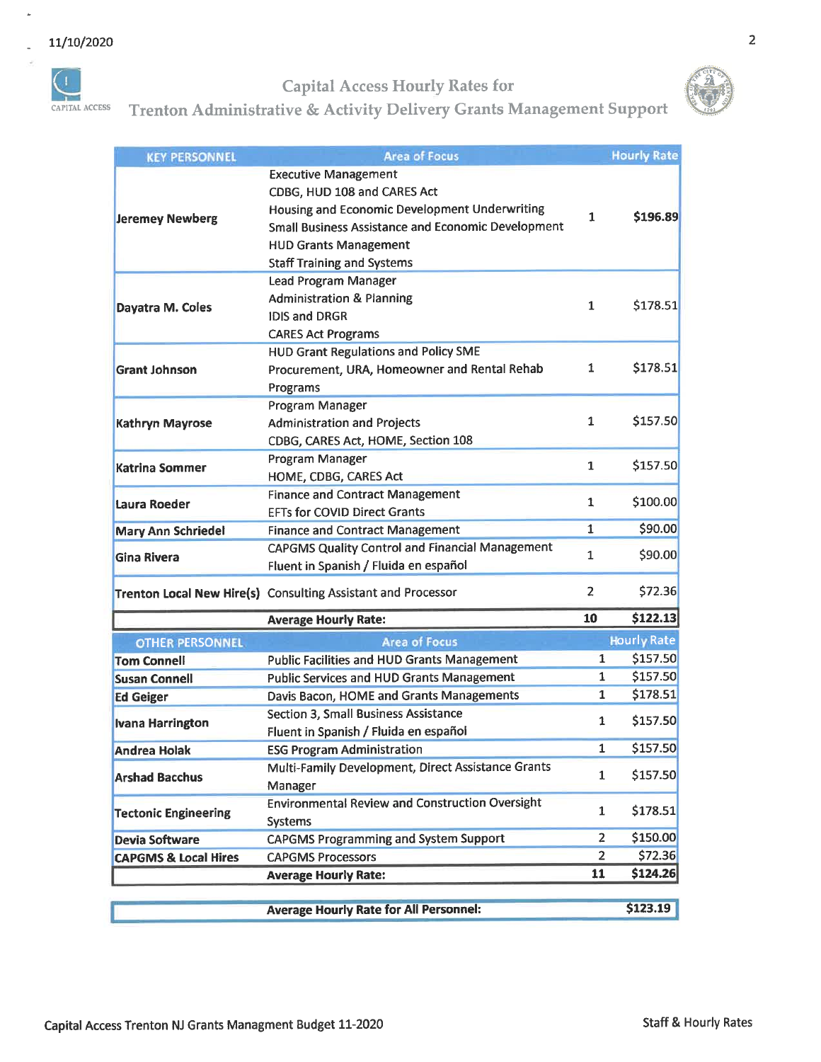## Capital Access Hourly Rates for Trenton Administrative & Activity Delivery Grants Management Support

| KEY PERSONNEL | Area of Focus | | Hourly Rate |
|---|---|---|---|
| Jeremey Newberg | Executive Management<br>CDBG, HUD 108 and CARES Act<br>Housing and Economic Development Underwriting<br>Small Business Assistance and Economic Development<br>HUD Grants Management<br>Staff Training and Systems | 1 | **$196.89** |
| Dayatra M. Coles | Lead Program Manager<br>Administration & Planning<br>IDIS and DRGR<br>CARES Act Programs | 1 | $178.51 |
| Grant Johnson | HUD Grant Regulations and Policy SME<br>Procurement, URA, Homeowner and Rental Rehab Programs | 1 | $178.51 |
| Kathryn Mayrose | Program Manager<br>Administration and Projects<br>CDBG, CARES Act, HOME, Section 108 | 1 | $157.50 |
| Katrina Sommer | Program Manager<br>HOME, CDBG, CARES Act | 1 | $157.50 |
| Laura Roeder | Finance and Contract Management<br>EFTs for COVID Direct Grants | 1 | $100.00 |
| Mary Ann Schriedel | Finance and Contract Management | 1 | $90.00 |
| Gina Rivera | CAPGMS Quality Control and Financial Management<br>Fluent in Spanish / Fluida en español | 1 | $90.00 |
| Trenton Local New Hire(s) | Consulting Assistant and Processor | 2 | $72.36 |
| | **Average Hourly Rate:** | **10** | **$122.13** |

| OTHER PERSONNEL | Area of Focus | | Hourly Rate |
|---|---|---|---|
| Tom Connell | Public Facilities and HUD Grants Management | 1 | $157.50 |
| Susan Connell | Public Services and HUD Grants Management | 1 | $157.50 |
| Ed Geiger | Davis Bacon, HOME and Grants Managements | 1 | $178.51 |
| Ivana Harrington | Section 3, Small Business Assistance<br>Fluent in Spanish / Fluida en español | 1 | $157.50 |
| Andrea Holak | ESG Program Administration | 1 | $157.50 |
| Arshad Bacchus | Multi-Family Development, Direct Assistance Grants Manager | 1 | $157.50 |
| Tectonic Engineering | Environmental Review and Construction Oversight Systems | 1 | $178.51 |
| Devia Software | CAPGMS Programming and System Support | 2 | $150.00 |
| CAPGMS & Local Hires | CAPGMS Processors | 2 | $72.36 |
| | **Average Hourly Rate:** | **11** | **$124.26** |

| | **Average Hourly Rate for All Personnel:** | | **$123.19** |
|---|---|---|---|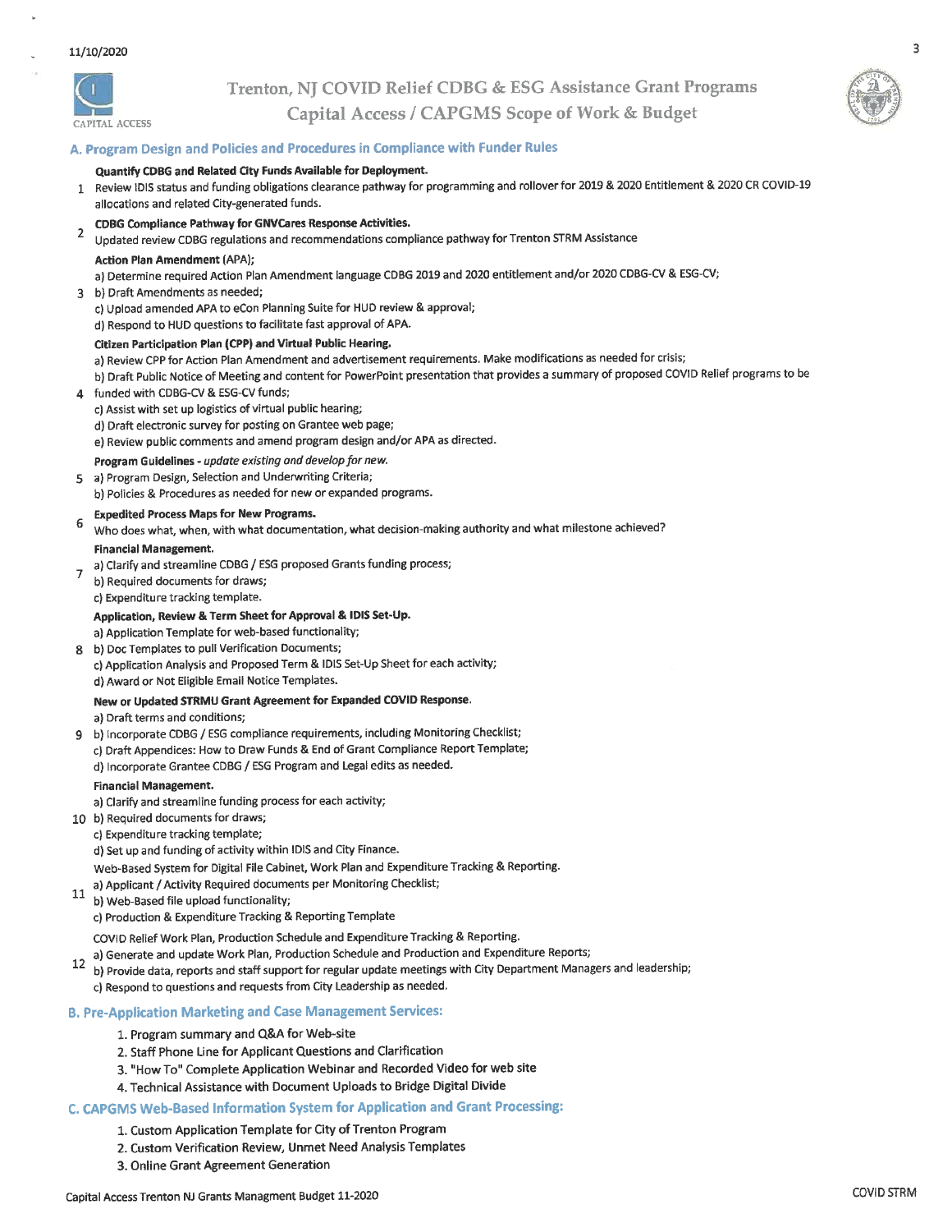# Trenton, NJ COVID Relief CDBG & ESG Assistance Grant Programs
## Capital Access / CAPGMS Scope of Work & Budget

### A. Program Design and Policies and Procedures in Compliance with Funder Rules

1. **Quantify CDBG and Related City Funds Available for Deployment.**
   Review IDIS status and funding obligations clearance pathway for programming and rollover for 2019 & 2020 Entitlement & 2020 CR COVID-19 allocations and related City-generated funds.

2. **CDBG Compliance Pathway for GNVCares Response Activities.**
   Updated review CDBG regulations and recommendations compliance pathway for Trenton STRM Assistance

3. **Action Plan Amendment** (APA);
   a) Determine required Action Plan Amendment language CDBG 2019 and 2020 entitlement and/or 2020 CDBG-CV & ESG-CV;
   b) Draft Amendments as needed;
   c) Upload amended APA to eCon Planning Suite for HUD review & approval;
   d) Respond to HUD questions to facilitate fast approval of APA.

4. **Citizen Participation Plan (CPP) and Virtual Public Hearing.**
   a) Review CPP for Action Plan Amendment and advertisement requirements. Make modifications as needed for crisis;
   b) Draft Public Notice of Meeting and content for PowerPoint presentation that provides a summary of proposed COVID Relief programs to be funded with CDBG-CV & ESG-CV funds;
   c) Assist with set up logistics of virtual public hearing;
   d) Draft electronic survey for posting on Grantee web page;
   e) Review public comments and amend program design and/or APA as directed.

5. **Program Guidelines** - *update existing and develop for new.*
   a) Program Design, Selection and Underwriting Criteria;
   b) Policies & Procedures as needed for new or expanded programs.

6. **Expedited Process Maps for New Programs.**
   Who does what, when, with what documentation, what decision-making authority and what milestone achieved?

7. **Financial Management.**
   a) Clarify and streamline CDBG / ESG proposed Grants funding process;
   b) Required documents for draws;
   c) Expenditure tracking template.

8. **Application, Review & Term Sheet for Approval & IDIS Set-Up.**
   a) Application Template for web-based functionality;
   b) Doc Templates to pull Verification Documents;
   c) Application Analysis and Proposed Term & IDIS Set-Up Sheet for each activity;
   d) Award or Not Eligible Email Notice Templates.

9. **New or Updated STRMU Grant Agreement for Expanded COVID Response.**
   a) Draft terms and conditions;
   b) Incorporate CDBG / ESG compliance requirements, including Monitoring Checklist;
   c) Draft Appendices: How to Draw Funds & End of Grant Compliance Report Template;
   d) Incorporate Grantee CDBG / ESG Program and Legal edits as needed.

10. **Financial Management.**
    a) Clarify and streamline funding process for each activity;
    b) Required documents for draws;
    c) Expenditure tracking template;
    d) Set up and funding of activity within IDIS and City Finance.

11. Web-Based System for Digital File Cabinet, Work Plan and Expenditure Tracking & Reporting.
    a) Applicant / Activity Required documents per Monitoring Checklist;
    b) Web-Based file upload functionality;
    c) Production & Expenditure Tracking & Reporting Template

12. COVID Relief Work Plan, Production Schedule and Expenditure Tracking & Reporting.
    a) Generate and update Work Plan, Production Schedule and Production and Expenditure Reports;
    b) Provide data, reports and staff support for regular update meetings with City Department Managers and leadership;
    c) Respond to questions and requests from City Leadership as needed.

### B. Pre-Application Marketing and Case Management Services:

1. Program summary and Q&A for Web-site
2. Staff Phone Line for Applicant Questions and Clarification
3. "How To" Complete Application Webinar and Recorded Video for web site
4. Technical Assistance with Document Uploads to Bridge Digital Divide

### C. CAPGMS Web-Based Information System for Application and Grant Processing:

1. Custom Application Template for City of Trenton Program
2. Custom Verification Review, Unmet Need Analysis Templates
3. Online Grant Agreement Generation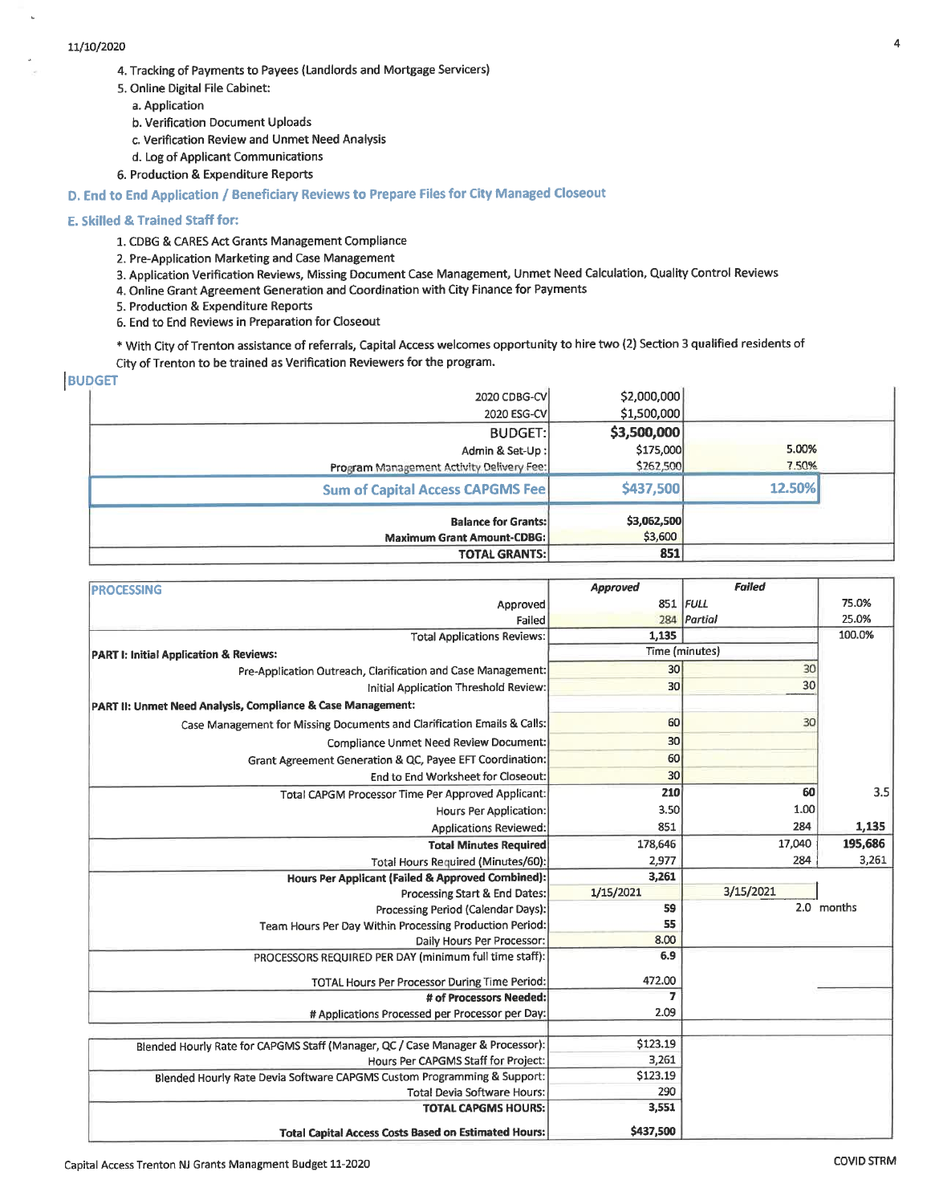4. Tracking of Payments to Payees (Landlords and Mortgage Servicers)
5. Online Digital File Cabinet:
   a. Application
   b. Verification Document Uploads
   c. Verification Review and Unmet Need Analysis
   d. Log of Applicant Communications
6. Production & Expenditure Reports

### D. End to End Application / Beneficiary Reviews to Prepare Files for City Managed Closeout

### E. Skilled & Trained Staff for:

1. CDBG & CARES Act Grants Management Compliance
2. Pre-Application Marketing and Case Management
3. Application Verification Reviews, Missing Document Case Management, Unmet Need Calculation, Quality Control Reviews
4. Online Grant Agreement Generation and Coordination with City Finance for Payments
5. Production & Expenditure Reports
6. End to End Reviews in Preparation for Closeout

\* With City of Trenton assistance of referrals, Capital Access welcomes opportunity to hire two (2) Section 3 qualified residents of City of Trenton to be trained as Verification Reviewers for the program.

## BUDGET

| | | |
|---|---|---|
| 2020 CDBG-CV | $2,000,000 | |
| 2020 ESG-CV | $1,500,000 | |
| **BUDGET:** | **$3,500,000** | |
| Admin & Set-Up : | $175,000 | 5.00% |
| Program Management Activity Delivery Fee: | $262,500 | 7.50% |
| **Sum of Capital Access CAPGMS Fee** | **$437,500** | **12.50%** |
| **Balance for Grants:** | **$3,062,500** | |
| **Maximum Grant Amount-CDBG:** | $3,600 | |
| **TOTAL GRANTS:** | **851** | |

| PROCESSING | *Approved* | *Failed* | |
|---|---|---|---|
| Approved | 851 | *FULL* | 75.0% |
| Failed | 284 | *Partial* | 25.0% |
| Total Applications Reviews: | 1,135 | | 100.0% |
| **PART I: Initial Application & Reviews:** | Time (minutes) | | |
| Pre-Application Outreach, Clarification and Case Management: | 30 | 30 | |
| Initial Application Threshold Review: | 30 | 30 | |
| **PART II: Unmet Need Analysis, Compliance & Case Management:** | | | |
| Case Management for Missing Documents and Clarification Emails & Calls: | 60 | 30 | |
| Compliance Unmet Need Review Document: | 30 | | |
| Grant Agreement Generation & QC, Payee EFT Coordination: | 60 | | |
| End to End Worksheet for Closeout: | 30 | | |
| Total CAPGM Processor Time Per Approved Applicant: | 210 | 60 | 3.5 |
| Hours Per Application: | 3.50 | 1.00 | |
| Applications Reviewed: | 851 | 284 | **1,135** |
| **Total Minutes Required** | 178,646 | 17,040 | **195,686** |
| Total Hours Required (Minutes/60): | 2,977 | 284 | 3,261 |
| **Hours Per Applicant (Failed & Approved Combined):** | **3,261** | | |
| Processing Start & End Dates: | 1/15/2021 | 3/15/2021 | |
| Processing Period (Calendar Days): | 59 | 2.0 months | |
| Team Hours Per Day Within Processing Production Period: | 55 | | |
| Daily Hours Per Processor: | 8.00 | | |
| PROCESSORS REQUIRED PER DAY (minimum full time staff): | 6.9 | | |
| TOTAL Hours Per Processor During Time Period: | 472.00 | | |
| **# of Processors Needed:** | **7** | | |
| # Applications Processed per Processor per Day: | 2.09 | | |

| | |
|---|---|
| Blended Hourly Rate for CAPGMS Staff (Manager, QC / Case Manager & Processor): | $123.19 |
| Hours Per CAPGMS Staff for Project: | 3,261 |
| Blended Hourly Rate Devia Software CAPGMS Custom Programming & Support: | $123.19 |
| Total Devia Software Hours: | 290 |
| **TOTAL CAPGMS HOURS:** | **3,551** |
| **Total Capital Access Costs Based on Estimated Hours:** | **$437,500** |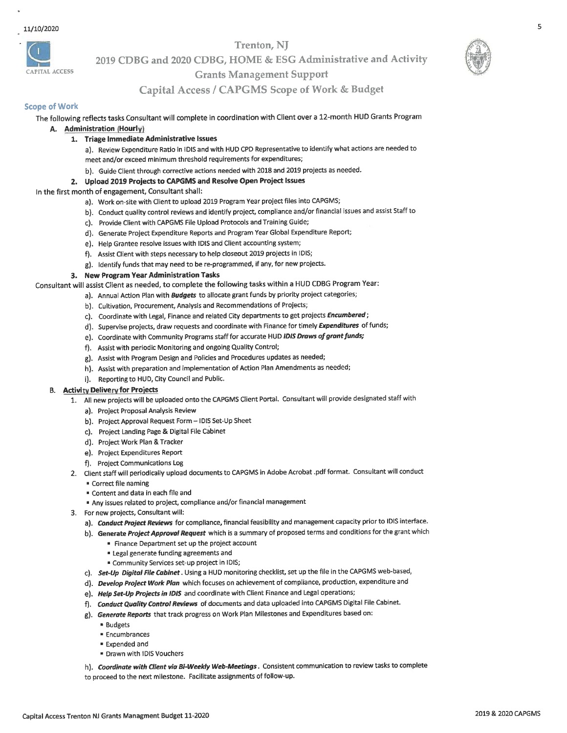# Trenton, NJ

## 2019 CDBG and 2020 CDBG, HOME & ESG Administrative and Activity Grants Management Support

## Capital Access / CAPGMS Scope of Work & Budget

### Scope of Work

The following reflects tasks Consultant will complete in coordination with Client over a 12-month HUD Grants Program

**A. Administration (Hourly)**

**1. Triage Immediate Administrative Issues**

a). Review Expenditure Ratio in IDIS and with HUD CPD Representative to identify what actions are needed to meet and/or exceed minimum threshold requirements for expenditures;

b). Guide Client through corrective actions needed with 2018 and 2019 projects as needed.

**2. Upload 2019 Projects to CAPGMS and Resolve Open Project Issues**

In the first month of engagement, Consultant shall:

a). Work on-site with Client to upload 2019 Program Year project files into CAPGMS;

b). Conduct quality control reviews and identify project, compliance and/or financial issues and assist Staff to

c). Provide Client with CAPGMS File Upload Protocols and Training Guide;

d). Generate Project Expenditure Reports and Program Year Global Expenditure Report;

e). Help Grantee resolve issues with IDIS and Client accounting system;

f). Assist Client with steps necessary to help closeout 2019 projects in IDIS;

g). Identify funds that may need to be re-programmed, if any, for new projects.

**3. New Program Year Administration Tasks**

Consultant will assist Client as needed, to complete the following tasks within a HUD CDBG Program Year:

a). Annual Action Plan with ***Budgets*** to allocate grant funds by priority project categories;

b). Cultivation, Procurement, Analysis and Recommendations of Projects;

c). Coordinate with Legal, Finance and related City departments to get projects ***Encumbered***;

d). Supervise projects, draw requests and coordinate with Finance for timely ***Expenditures*** of funds;

e). Coordinate with Community Programs staff for accurate HUD ***IDIS Draws of grant funds;***

f). Assist with periodic Monitoring and ongoing Quality Control;

g). Assist with Program Design and Policies and Procedures updates as needed;

h). Assist with preparation and implementation of Action Plan Amendments as needed;

i). Reporting to HUD, City Council and Public.

**B. Activity Delivery for Projects**

1. All new projects will be uploaded onto the CAPGMS Client Portal. Consultant will provide designated staff with
   a). Project Proposal Analysis Review
   b). Project Approval Request Form – IDIS Set-Up Sheet
   c). Project Landing Page & Digital File Cabinet
   d). Project Work Plan & Tracker
   e). Project Expenditures Report
   f). Project Communications Log
2. Client staff will periodically upload documents to CAPGMS in Adobe Acrobat .pdf format. Consultant will conduct
   - Correct file naming
   - Content and data in each file and
   - Any issues related to project, compliance and/or financial management
3. For new projects, Consultant will:
   a). ***Conduct Project Reviews*** for compliance, financial feasibility and management capacity prior to IDIS interface.
   b). **Generate *Project Approval Request*** which is a summary of proposed terms and conditions for the grant which
      - Finance Department set up the project account
      - Legal generate funding agreements and
      - Community Services set-up project in IDIS;
   c). ***Set-Up Digital File Cabinet***. Using a HUD monitoring checklist, set up the file in the CAPGMS web-based,
   d). ***Develop Project Work Plan*** which focuses on achievement of compliance, production, expenditure and
   e). ***Help Set-Up Projects in IDIS*** and coordinate with Client Finance and Legal operations;
   f). ***Conduct Quality Control Reviews*** of documents and data uploaded into CAPGMS Digital File Cabinet.
   g). ***Generate Reports*** that track progress on Work Plan Milestones and Expenditures based on:
      - Budgets
      - Encumbrances
      - Expended and
      - Drawn with IDIS Vouchers

   h). ***Coordinate with Client via Bi-Weekly Web-Meetings***. Consistent communication to review tasks to complete to proceed to the next milestone. Facilitate assignments of follow-up.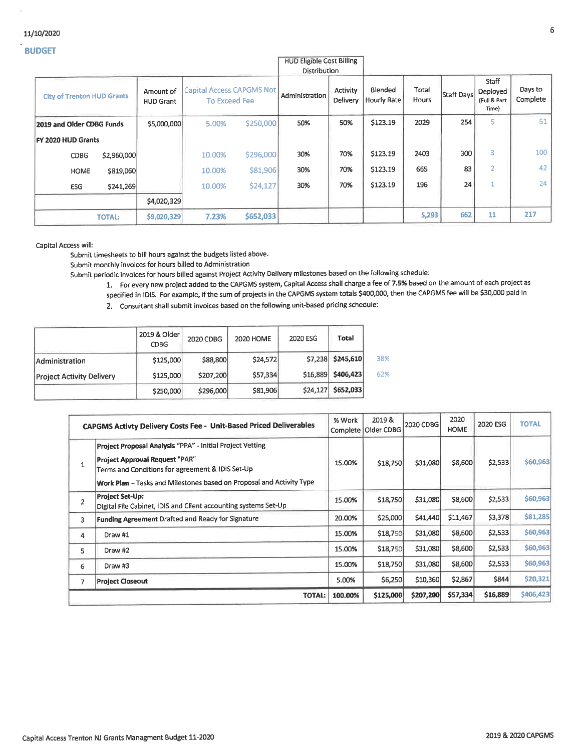11/10/2020

## BUDGET

| City of Trenton HUD Grants | | Amount of HUD Grant | Capital Access CAPGMS Not To Exceed Fee | | HUD Eligible Cost Billing Distribution: Administration | HUD Eligible Cost Billing Distribution: Activity Delivery | Blended Hourly Rate | Total Hours | Staff Days | Staff Deployed (Full & Part Time) | Days to Complete |
|---|---|---|---|---|---|---|---|---|---|---|---|
| **2019 and Older CDBG Funds** | | $5,000,000 | 5.00% | $250,000 | 50% | 50% | $123.19 | 2029 | 254 | 5 | 51 |
| **FY 2020 HUD Grants** | | | | | | | | | | | |
| CDBG | $2,960,000 | | 10.00% | $296,000 | 30% | 70% | $123.19 | 2403 | 300 | 3 | 100 |
| HOME | $819,060 | | 10.00% | $81,906 | 30% | 70% | $123.19 | 665 | 83 | 2 | 42 |
| ESG | $241,269 | | 10.00% | $24,127 | 30% | 70% | $123.19 | 196 | 24 | 1 | 24 |
| | | $4,020,329 | | | | | | | | | |
| **TOTAL:** | | $9,020,329 | 7.23% | $652,033 | | | | 5,293 | 662 | 11 | 217 |

Capital Access will:

- Submit timesheets to bill hours against the budgets listed above.
- Submit monthly invoices for hours billed to Administration
- Submit periodic invoices for hours billed against Project Activity Delivery milestones based on the following schedule:
  1. For every new project added to the CAPGMS system, Capital Access shall charge a fee of **7.5%** based on the amount of each project as specified in IDIS. For example, if the sum of projects in the CAPGMS system totals $400,000, then the CAPGMS fee will be $30,000 paid in
  2. Consultant shall submit invoices based on the following unit-based pricing schedule:

| | 2019 & Older CDBG | 2020 CDBG | 2020 HOME | 2020 ESG | Total | |
|---|---|---|---|---|---|---|
| Administration | $125,000 | $88,800 | $24,572 | $7,238 | **$245,610** | 38% |
| Project Activity Delivery | $125,000 | $207,200 | $57,334 | $16,889 | **$406,423** | 62% |
| | $250,000 | $296,000 | $81,906 | $24,127 | **$652,033** | |

| | **CAPGMS Activty Delivery Costs Fee - Unit-Based Priced Deliverables** | % Work Complete | 2019 & Older CDBG | 2020 CDBG | 2020 HOME | 2020 ESG | TOTAL |
|---|---|---|---|---|---|---|---|
| 1 | **Project Proposal Analysis** "PPA" - Initial Project Vetting<br>**Project Approval Request** "PAR"<br>Terms and Conditions for agreement & IDIS Set-Up<br>**Work Plan** – Tasks and Milestones based on Proposal and Activity Type | 15.00% | $18,750 | $31,080 | $8,600 | $2,533 | $60,963 |
| 2 | **Project Set-Up:**<br>Digital File Cabinet, IDIS and Client accounting systems Set-Up | 15.00% | $18,750 | $31,080 | $8,600 | $2,533 | $60,963 |
| 3 | **Funding Agreement** Drafted and Ready for Signature | 20.00% | $25,000 | $41,440 | $11,467 | $3,378 | $81,285 |
| 4 | Draw #1 | 15.00% | $18,750 | $31,080 | $8,600 | $2,533 | $60,963 |
| 5 | Draw #2 | 15.00% | $18,750 | $31,080 | $8,600 | $2,533 | $60,963 |
| 6 | Draw #3 | 15.00% | $18,750 | $31,080 | $8,600 | $2,533 | $60,963 |
| 7 | **Project Closeout** | 5.00% | $6,250 | $10,360 | $2,867 | $844 | $20,321 |
| | **TOTAL:** | **100.00%** | **$125,000** | **$207,200** | **$57,334** | **$16,889** | **$406,423** |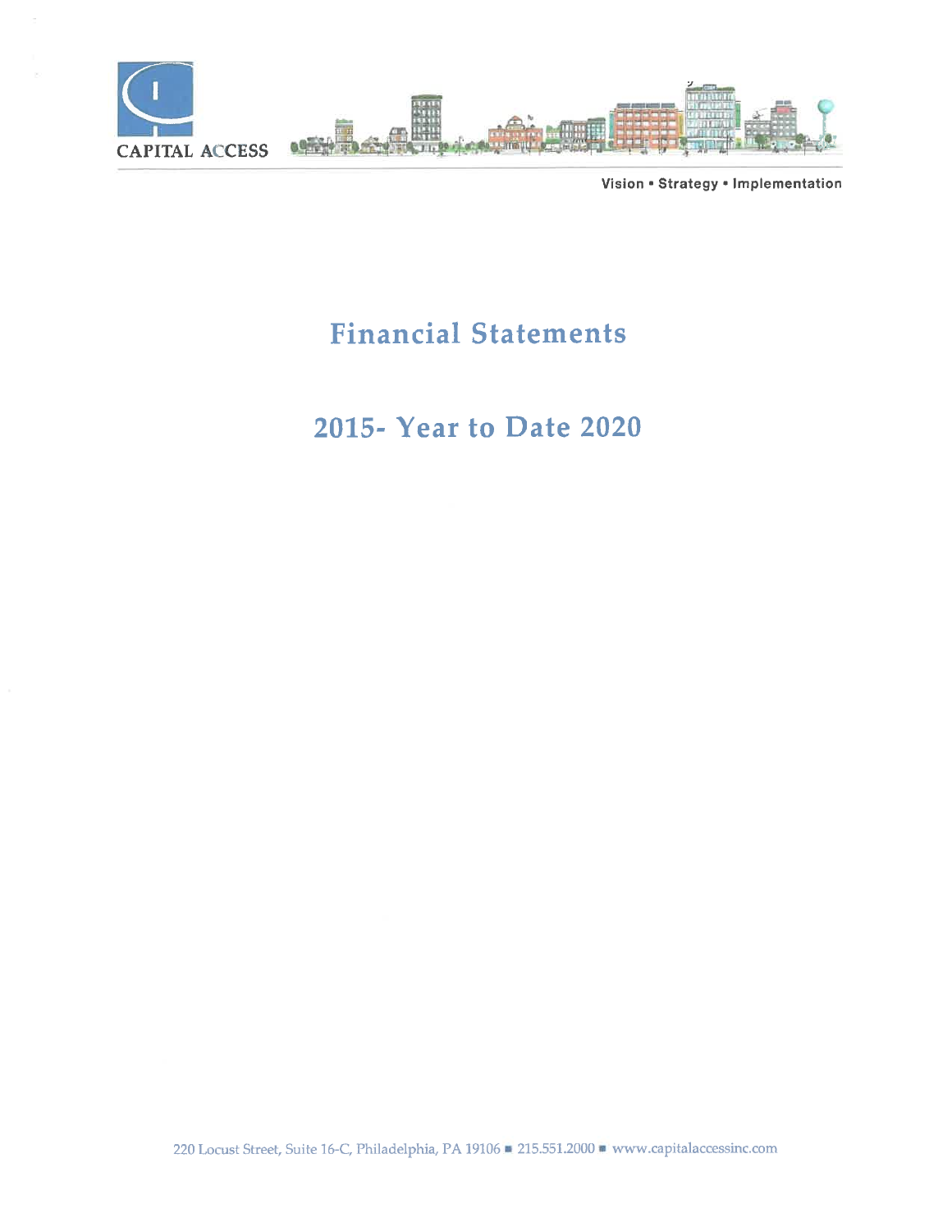CAPITAL ACCESS

Vision • Strategy • Implementation

# Financial Statements

# 2015- Year to Date 2020

220 Locust Street, Suite 16-C, Philadelphia, PA 19106 ■ 215.551.2000 ■ www.capitalaccessinc.com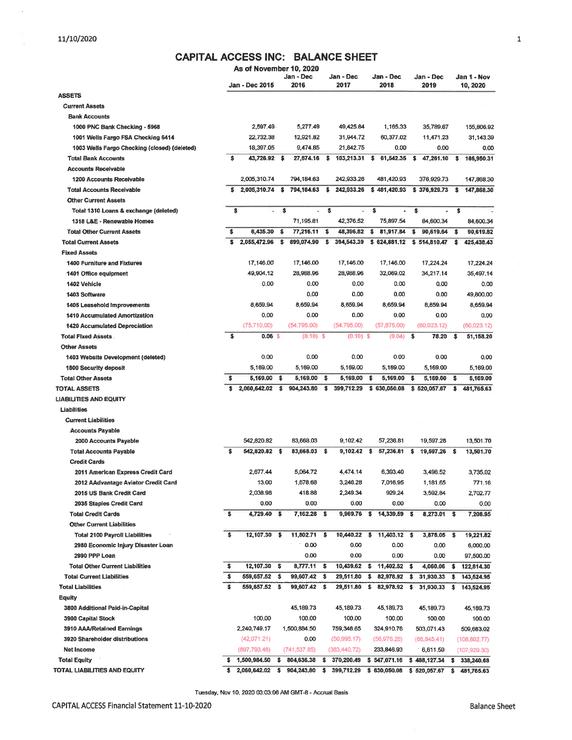# CAPITAL ACCESS INC: BALANCE SHEET

As of November 10, 2020

| | Jan - Dec 2015 | Jan - Dec 2016 | Jan - Dec 2017 | Jan - Dec 2018 | Jan - Dec 2019 | Jan 1 - Nov 10, 2020 |
|---|---|---|---|---|---|---|
| **ASSETS** | | | | | | |
| **Current Assets** | | | | | | |
| **Bank Accounts** | | | | | | |
| 1000 PNC Bank Checking - 5968 | 2,597.49 | 5,277.49 | 49,425.84 | 1,165.33 | 35,789.87 | 155,806.92 |
| 1001 Wells Fargo FSA Checking 6414 | 22,732.38 | 12,921.82 | 31,944.72 | 60,377.02 | 11,471.23 | 31,143.39 |
| 1003 Wells Fargo Checking (closed) (deleted) | 18,397.05 | 9,474.85 | 21,842.75 | 0.00 | 0.00 | 0.00 |
| **Total Bank Accounts** | $ 43,726.92 | $ 27,674.16 | $ 103,213.31 | $ 61,542.35 | $ 47,261.10 | $ 186,950.31 |
| **Accounts Receivable** | | | | | | |
| 1200 Accounts Receivable | 2,005,310.74 | 794,184.63 | 242,933.26 | 481,420.93 | 376,929.73 | 147,868.30 |
| **Total Accounts Receivable** | $ 2,005,310.74 | $ 794,184.63 | $ 242,933.26 | $ 481,420.93 | $ 376,929.73 | $ 147,868.30 |
| **Other Current Assets** | | | | | | |
| Total 1310 Loans & exchange (deleted) | $ - | $ - | $ - | $ - | $ - | $ - |
| 1318 L&E - Renewable Homes | | 71,195.81 | 42,376.52 | 75,897.54 | 84,600.34 | 84,600.34 |
| **Total Other Current Assets** | $ 6,435.30 | $ 77,216.11 | $ 48,396.82 | $ 81,917.84 | $ 90,619.64 | $ 90,619.82 |
| **Total Current Assets** | $ 2,055,472.96 | $ 899,074.90 | $ 394,543.39 | $ 624,881.12 | $ 514,810.47 | $ 425,438.43 |
| **Fixed Assets** | | | | | | |
| 1400 Furniture and Fixtures | 17,146.00 | 17,146.00 | 17,146.00 | 17,146.00 | 17,224.24 | 17,224.24 |
| 1401 Office equipment | 49,904.12 | 28,988.96 | 28,988.96 | 32,069.02 | 34,217.14 | 35,497.14 |
| 1402 Vehicle | 0.00 | 0.00 | 0.00 | 0.00 | 0.00 | 0.00 |
| 1403 Software | | 0.00 | 0.00 | 0.00 | 0.00 | 49,800.00 |
| 1405 Leasehold Improvements | 8,659.94 | 8,659.94 | 8,659.94 | 8,659.94 | 8,659.94 | 8,659.94 |
| 1410 Accumulated Amortization | 0.00 | 0.00 | 0.00 | 0.00 | 0.00 | 0.00 |
| 1420 Accumulated Depreciation | (75,710.00) | (54,795.00) | (54,795.00) | (57,875.00) | (60,023.12) | (60,023.12) |
| **Total Fixed Assets** | $ 0.06 | $ (0.10) | $ (0.10) | $ (0.04) | $ 78.20 | $ 51,158.20 |
| **Other Assets** | | | | | | |
| 1403 Website Development (deleted) | 0.00 | 0.00 | 0.00 | 0.00 | 0.00 | 0.00 |
| 1800 Security deposit | 5,169.00 | 5,169.00 | 5,169.00 | 5,169.00 | 5,169.00 | 5,169.00 |
| **Total Other Assets** | $ 5,169.00 | $ 5,169.00 | $ 5,169.00 | $ 5,169.00 | $ 5,169.00 | $ 5,169.00 |
| **TOTAL ASSETS** | $ 2,060,642.02 | $ 904,243.80 | $ 399,712.29 | $ 630,050.08 | $ 520,057.67 | $ 481,765.63 |
| **LIABILITIES AND EQUITY** | | | | | | |
| **Liabilities** | | | | | | |
| **Current Liabilities** | | | | | | |
| **Accounts Payable** | | | | | | |
| 2000 Accounts Payable | 542,820.82 | 83,668.03 | 9,102.42 | 57,236.81 | 19,597.26 | 13,501.70 |
| **Total Accounts Payable** | $ 542,820.82 | $ 83,668.03 | $ 9,102.42 | $ 57,236.81 | $ 19,597.26 | $ 13,501.70 |
| **Credit Cards** | | | | | | |
| 2011 American Express Credit Card | 2,677.44 | 5,064.72 | 4,474.14 | 6,393.40 | 3,498.52 | 3,735.02 |
| 2012 AAdvantage Aviator Credit Card | 13.00 | 1,678.68 | 3,246.28 | 7,016.95 | 1,181.65 | 771.16 |
| 2015 US Bank Credit Card | 2,038.96 | 418.88 | 2,249.34 | 929.24 | 3,592.84 | 2,702.77 |
| 2035 Staples Credit Card | 0.00 | 0.00 | 0.00 | 0.00 | 0.00 | 0.00 |
| **Total Credit Cards** | $ 4,729.40 | $ 7,162.28 | $ 9,969.76 | $ 14,339.59 | $ 8,273.01 | $ 7,208.95 |
| **Other Current Liabilities** | | | | | | |
| Total 2100 Payroll Liabilities | $ 12,107.30 | $ 11,802.71 | $ 10,440.22 | $ 11,403.12 | $ 3,878.05 | $ 19,221.82 |
| 2980 Economic Injury Disaster Loan | | 0.00 | 0.00 | 0.00 | 0.00 | 6,000.00 |
| 2990 PPP Loan | | 0.00 | 0.00 | 0.00 | 0.00 | 97,500.00 |
| **Total Other Current Liabilities** | $ 12,107.30 | $ 8,777.11 | $ 10,439.62 | $ 11,402.52 | $ 4,060.06 | $ 122,614.30 |
| **Total Current Liabilities** | $ 559,657.52 | $ 99,607.42 | $ 29,511.80 | $ 82,978.92 | $ 31,930.33 | $ 143,524.95 |
| **Total Liabilities** | $ 559,657.52 | $ 99,607.42 | $ 29,511.80 | $ 82,978.92 | $ 31,930.33 | $ 143,524.95 |
| **Equity** | | | | | | |
| 3800 Additional Paid-in-Capital | | 45,189.73 | 45,189.73 | 45,189.73 | 45,189.73 | 45,189.73 |
| 3900 Capital Stock | 100.00 | 100.00 | 100.00 | 100.00 | 100.00 | 100.00 |
| 3910 AAA/Retained Earnings | 2,240,749.17 | 1,500,884.50 | 759,346.65 | 324,910.76 | 503,071.43 | 509,683.02 |
| 3920 Shareholder distributions | (42,071.21) | 0.00 | (50,995.17) | (56,976.26) | (66,845.41) | (108,802.77) |
| Net Income | (697,793.46) | (741,537.85) | (383,440.72) | 233,846.93 | 6,611.59 | (107,929.30) |
| **Total Equity** | $ 1,500,984.50 | $ 804,636.38 | $ 370,200.49 | $ 547,071.16 | $ 488,127.34 | $ 338,240.68 |
| **TOTAL LIABILITIES AND EQUITY** | $ 2,060,642.02 | $ 904,243.80 | $ 399,712.29 | $ 630,050.08 | $ 520,057.67 | $ 481,765.63 |

Tuesday, Nov 10, 2020 03:03:06 AM GMT-8 - Accrual Basis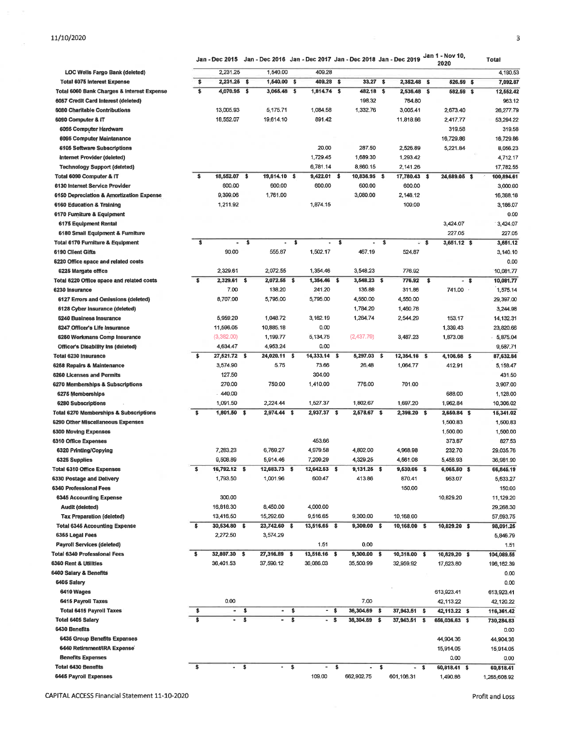| | Jan - Dec 2015 | Jan - Dec 2016 | Jan - Dec 2017 | Jan - Dec 2018 | Jan - Dec 2019 | Jan 1 - Nov 10, 2020 | Total |
|---|---|---|---|---|---|---|---|
| LOC Wells Fargo Bank (deleted) | 2,231.25 | 1,540.00 | 409.28 | | | | 4,180.53 |
| Total 6075 Interest Expense | $ 2,231.25 | $ 1,540.00 | $ 409.28 | $ 33.27 | $ 2,352.48 | $ 526.59 | $ 7,092.87 |
| Total 6060 Bank Charges & Interest Expense | $ 4,070.95 | $ 3,065.48 | $ 1,814.74 | $ 482.18 | $ 2,536.48 | $ 582.59 | $ 12,552.42 |
| 6067 Credit Card Interest (deleted) | | | | 198.32 | 764.80 | | 963.12 |
| 6080 Charitable Contributions | 13,005.93 | 5,175.71 | 1,084.58 | 1,332.76 | 3,005.41 | 2,673.40 | 26,277.79 |
| 6090 Computer & IT | 18,552.07 | 19,614.10 | 891.42 | | 11,818.86 | 2,417.77 | 53,294.22 |
| 6095 Computer Hardware | | | | | | 319.58 | 319.58 |
| 6095 Computer Maintanance | | | | | | 16,729.86 | 16,729.86 |
| 6105 Software Subscriptions | | | 20.00 | 287.50 | 2,526.89 | 5,221.84 | 8,056.23 |
| Internet Provider (deleted) | | | 1,729.45 | 1,689.30 | 1,293.42 | | 4,712.17 |
| Technology Support (deleted) | | | 6,781.14 | 8,860.15 | 2,141.26 | | 17,782.55 |
| Total 6090 Computer & IT | $ 18,552.07 | $ 19,614.10 | $ 9,422.01 | $ 10,836.95 | $ 17,780.43 | $ 24,689.05 | $ 100,894.61 |
| 6130 Internet Service Provider | 600.00 | 600.00 | 600.00 | 600.00 | 600.00 | | 3,000.00 |
| 6150 Depreciation & Amortization Expense | 9,399.06 | 1,761.00 | | 3,080.00 | 2,148.12 | | 16,388.18 |
| 6160 Education & Training | 1,211.92 | | 1,874.15 | | 100.00 | | 3,186.07 |
| 6170 Furniture & Equipment | | | | | | | 0.00 |
| 6175 Equipment Rental | | | | | | 3,424.07 | 3,424.07 |
| 6180 Small Equipment & Furniture | | | | | | 227.05 | 227.05 |
| Total 6170 Furniture & Equipment | $ - | $ - | $ - | $ - | $ - | $ 3,651.12 | $ 3,651.12 |
| 6190 Client Gifts | 90.00 | 555.87 | 1,502.17 | 467.19 | 524.87 | | 3,140.10 |
| 6220 Office space and related costs | | | | | | | 0.00 |
| 6225 Margate office | 2,329.61 | 2,072.55 | 1,354.46 | 3,548.23 | 776.92 | | 10,081.77 |
| Total 6220 Office space and related costs | $ 2,329.61 | $ 2,072.55 | $ 1,354.46 | $ 3,548.23 | $ 776.92 | $ - | $ 10,081.77 |
| 6230 Insurance | 7.00 | 138.20 | 241.20 | 135.88 | 311.86 | 741.00 | 1,575.14 |
| 6127 Errors and Omissions (deleted) | 8,707.00 | 5,795.00 | 5,795.00 | 4,550.00 | 4,550.00 | | 29,397.00 |
| 6128 Cyber Insurance (deleted) | | | | 1,784.20 | 1,460.78 | | 3,244.98 |
| 6240 Business Insurance | 5,959.20 | 1,048.72 | 3,162.19 | 1,264.74 | 2,544.29 | 153.17 | 14,132.31 |
| 6247 Officer's Life Insurance | 11,596.05 | 10,885.18 | 0.00 | | | 1,339.43 | 23,820.66 |
| 6250 Workmans Comp Insurance | (3,382.00) | 1,199.77 | 5,134.75 | (2,437.79) | 3,487.23 | 1,873.08 | 5,875.04 |
| Officer's Disability Ins (deleted) | 4,634.47 | 4,953.24 | 0.00 | | | | 9,587.71 |
| Total 6230 Insurance | $ 27,521.72 | $ 24,020.11 | $ 14,333.14 | $ 5,297.03 | $ 12,354.16 | $ 4,106.68 | $ 87,632.84 |
| 6258 Repairs & Maintenance | 3,574.90 | 5.75 | 73.66 | 26.48 | 1,064.77 | 412.91 | 5,158.47 |
| 6260 Licenses and Permits | 127.50 | | 304.00 | | | | 431.50 |
| 6270 Memberships & Subscriptions | 270.00 | 750.00 | 1,410.00 | 776.00 | 701.00 | | 3,907.00 |
| 6275 Memberships | 440.00 | | | | | 688.00 | 1,128.00 |
| 6280 Subscriptions | 1,091.50 | 2,224.44 | 1,527.37 | 1,802.67 | 1,697.20 | 1,962.84 | 10,306.02 |
| Total 6270 Memberships & Subscriptions | $ 1,801.50 | $ 2,974.44 | $ 2,937.37 | $ 2,578.67 | $ 2,398.20 | $ 2,650.84 | $ 15,341.02 |
| 6290 Other Miscellaneous Expenses | | | | | | 1,500.83 | 1,500.83 |
| 6300 Moving Expenses | | | | | | 1,500.00 | 1,500.00 |
| 6310 Office Expenses | | | 453.66 | | | 373.87 | 827.53 |
| 6320 Printing/Copying | 7,283.23 | 6,769.27 | 4,979.58 | 4,802.00 | 4,968.98 | 232.70 | 29,035.76 |
| 6325 Supplies | 9,508.89 | 5,914.46 | 7,209.29 | 4,329.25 | 4,561.08 | 5,458.93 | 36,981.90 |
| Total 6310 Office Expenses | $ 16,792.12 | $ 12,683.73 | $ 12,642.53 | $ 9,131.25 | $ 9,530.06 | $ 6,065.50 | $ 66,845.19 |
| 6330 Postage and Delivery | 1,793.50 | 1,001.96 | 600.47 | 413.86 | 870.41 | 953.07 | 5,633.27 |
| 6340 Professional Fees | | | | | 150.00 | | 150.00 |
| 6345 Accounting Expense | 300.00 | | | | | 10,829.20 | 11,129.20 |
| Audit (deleted) | 16,818.30 | 8,450.00 | 4,000.00 | | | | 29,268.30 |
| Tax Preparation (deleted) | 13,416.50 | 15,292.60 | 9,516.65 | 9,300.00 | 10,168.00 | | 57,693.75 |
| Total 6345 Accounting Expense | $ 30,534.80 | $ 23,742.60 | $ 13,516.65 | $ 9,300.00 | $ 10,168.00 | $ 10,829.20 | $ 98,091.25 |
| 6355 Legal Fees | 2,272.50 | 3,574.29 | | | | | 5,846.79 |
| Payroll Services (deleted) | | | 1.51 | 0.00 | | | 1.51 |
| Total 6340 Professional Fees | $ 32,807.30 | $ 27,316.89 | $ 13,518.16 | $ 9,300.00 | $ 10,318.00 | $ 10,829.20 | $ 104,089.55 |
| 6360 Rent & Utilities | 36,401.53 | 37,590.12 | 36,086.03 | 35,500.99 | 32,959.92 | 17,623.80 | 196,162.39 |
| 6400 Salary & Benefits | | | | | | | 0.00 |
| 6405 Salary | | | | | | | 0.00 |
| 6410 Wages | | | | | | 613,923.41 | 613,923.41 |
| 6415 Payroll Taxes | 0.00 | | | 7.00 | | 42,113.22 | 42,120.22 |
| Total 6415 Payroll Taxes | $ - | $ - | $ - | $ 36,304.69 | $ 37,943.51 | $ 42,113.22 | $ 116,361.42 |
| Total 6405 Salary | $ - | $ - | $ - | $ 36,304.69 | $ 37,943.51 | $ 656,036.63 | $ 730,284.83 |
| 6430 Benefits | | | | | | | 0.00 |
| 6435 Group Benefits Expenses | | | | | | 44,904.36 | 44,904.36 |
| 6440 Retirement/IRA Expense | | | | | | 15,914.05 | 15,914.05 |
| Benefits Expenses | | | | | | 0.00 | 0.00 |
| Total 6430 Benefits | $ - | $ - | $ - | $ - | $ - | $ 60,818.41 | $ 60,818.41 |
| 6445 Payroll Expenses | | | 109.00 | 662,902.75 | 601,106.31 | 1,490.86 | 1,265,608.92 |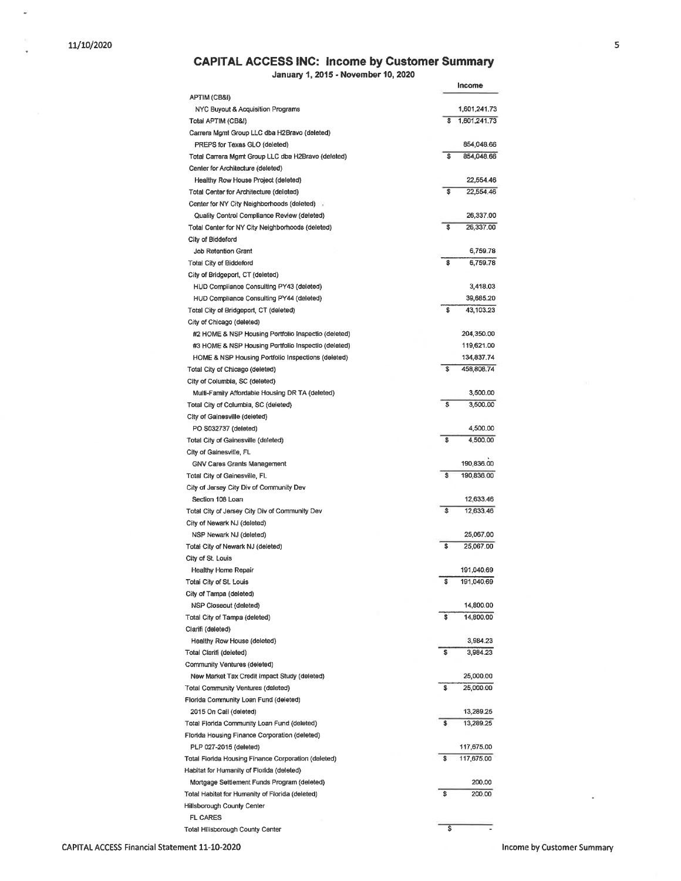# CAPITAL ACCESS INC: Income by Customer Summary

January 1, 2015 - November 10, 2020

| | Income |
|---|---|
| APTIM (CB&I) | |
| NYC Buyout & Acquisition Programs | 1,601,241.73 |
| Total APTIM (CB&I) | $ 1,601,241.73 |
| Carrera Mgmt Group LLC dba H2Bravo (deleted) | |
| PREPS for Texas GLO (deleted) | 854,048.66 |
| Total Carrera Mgmt Group LLC dba H2Bravo (deleted) | $ 854,048.66 |
| Center for Architecture (deleted) | |
| Healthy Row House Project (deleted) | 22,554.46 |
| Total Center for Architecture (deleted) | $ 22,554.46 |
| Center for NY City Neighborhoods (deleted) | |
| Quality Control Compliance Review (deleted) | 26,337.00 |
| Total Center for NY City Neighborhoods (deleted) | $ 26,337.00 |
| City of Biddeford | |
| Job Retention Grant | 6,759.78 |
| Total City of Biddeford | $ 6,759.78 |
| City of Bridgeport, CT (deleted) | |
| HUD Compliance Consulting PY43 (deleted) | 3,418.03 |
| HUD Compliance Consulting PY44 (deleted) | 39,685.20 |
| Total City of Bridgeport, CT (deleted) | $ 43,103.23 |
| City of Chicago (deleted) | |
| #2 HOME & NSP Housing Portfolio Inspectio (deleted) | 204,350.00 |
| #3 HOME & NSP Housing Portfolio Inspectio (deleted) | 119,621.00 |
| HOME & NSP Housing Portfolio Inspections (deleted) | 134,837.74 |
| Total City of Chicago (deleted) | $ 458,808.74 |
| City of Columbia, SC (deleted) | |
| Multi-Family Affordable Housing DR TA (deleted) | 3,500.00 |
| Total City of Columbia, SC (deleted) | $ 3,500.00 |
| City of Gainesville (deleted) | |
| PO S032737 (deleted) | 4,500.00 |
| Total City of Gainesville (deleted) | $ 4,500.00 |
| City of Gainesville, FL | |
| GNV Cares Grants Management | 190,836.00 |
| Total City of Gainesville, FL | $ 190,836.00 |
| City of Jersey City Div of Community Dev | |
| Section 108 Loan | 12,633.46 |
| Total City of Jersey City Div of Community Dev | $ 12,633.46 |
| City of Newark NJ (deleted) | |
| NSP Newark NJ (deleted) | 25,067.00 |
| Total City of Newark NJ (deleted) | $ 25,067.00 |
| City of St. Louis | |
| Healthy Home Repair | 191,040.69 |
| Total City of St. Louis | $ 191,040.69 |
| City of Tampa (deleted) | |
| NSP Closeout (deleted) | 14,800.00 |
| Total City of Tampa (deleted) | $ 14,800.00 |
| Clarifi (deleted) | |
| Healthy Row House (deleted) | 3,984.23 |
| Total Clarifi (deleted) | $ 3,984.23 |
| Community Ventures (deleted) | |
| New Market Tax Credit Impact Study (deleted) | 25,000.00 |
| Total Community Ventures (deleted) | $ 25,000.00 |
| Florida Community Loan Fund (deleted) | |
| 2015 On Call (deleted) | 13,289.25 |
| Total Florida Community Loan Fund (deleted) | $ 13,289.25 |
| Florida Housing Finance Corporation (deleted) | |
| PLP 027-2015 (deleted) | 117,675.00 |
| Total Florida Housing Finance Corporation (deleted) | $ 117,675.00 |
| Habitat for Humanity of Florida (deleted) | |
| Mortgage Settlement Funds Program (deleted) | 200.00 |
| Total Habitat for Humanity of Florida (deleted) | $ 200.00 |
| Hillsborough County Center | |
| FL CARES | |
| Total Hillsborough County Center | $ - |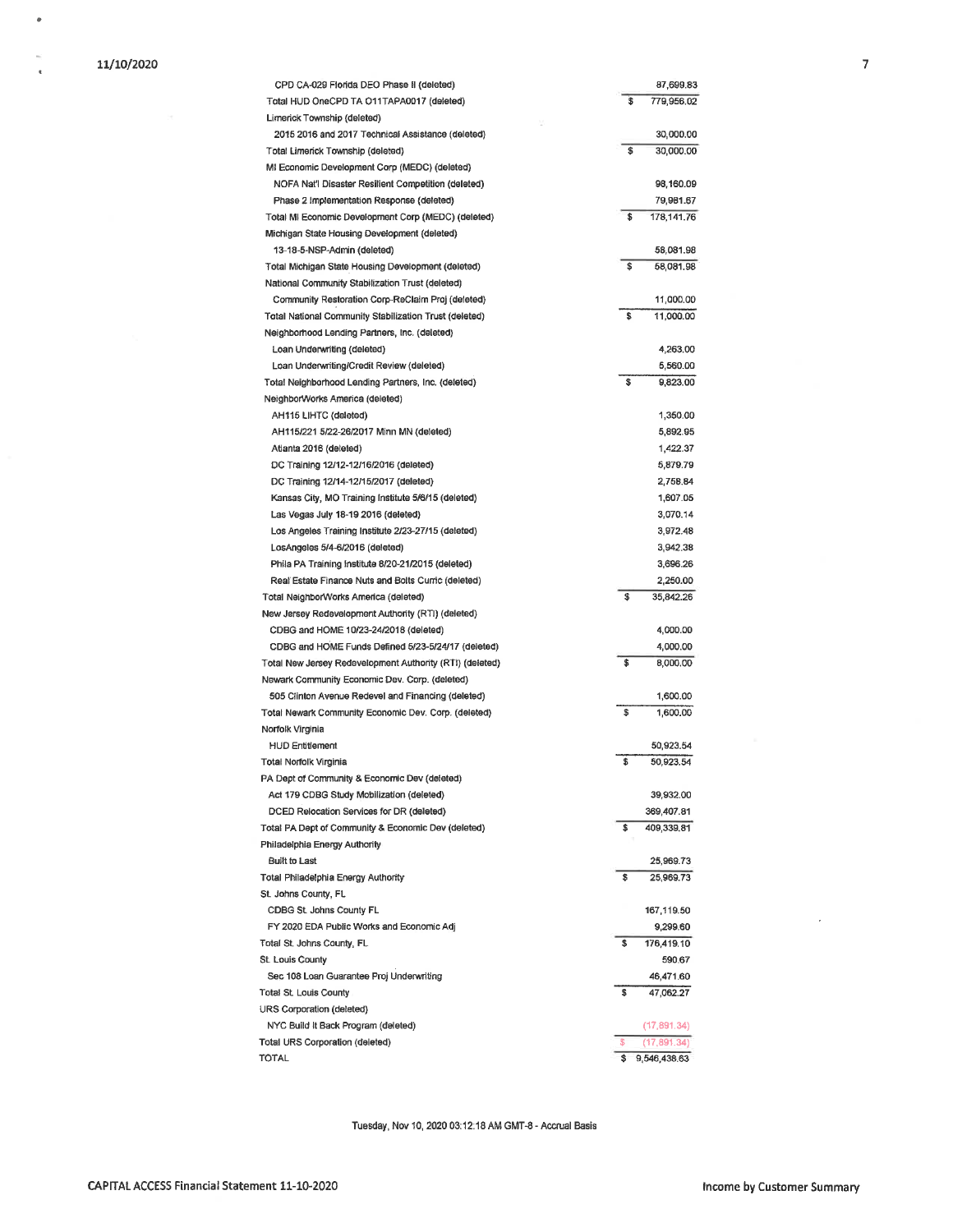| | |
|---|---|
| CPD CA-029 Florida DEO Phase II (deleted) | 87,699.83 |
| Total HUD OneCPD TA O11TAPA0017 (deleted) | $ 779,956.02 |
| Limerick Township (deleted) | |
| 2015 2016 and 2017 Technical Assistance (deleted) | 30,000.00 |
| Total Limerick Township (deleted) | $ 30,000.00 |
| MI Economic Development Corp (MEDC) (deleted) | |
| NOFA Nat'l Disaster Resilient Competition (deleted) | 98,160.09 |
| Phase 2 Implementation Response (deleted) | 79,981.67 |
| Total MI Economic Development Corp (MEDC) (deleted) | $ 178,141.76 |
| Michigan State Housing Development (deleted) | |
| 13-18-5-NSP-Admin (deleted) | 58,081.98 |
| Total Michigan State Housing Development (deleted) | $ 58,081.98 |
| National Community Stabilization Trust (deleted) | |
| Community Restoration Corp-ReClaim Proj (deleted) | 11,000.00 |
| Total National Community Stabilization Trust (deleted) | $ 11,000.00 |
| Neighborhood Lending Partners, Inc. (deleted) | |
| Loan Underwriting (deleted) | 4,263.00 |
| Loan Underwriting/Credit Review (deleted) | 5,560.00 |
| Total Neighborhood Lending Partners, Inc. (deleted) | $ 9,823.00 |
| NeighborWorks America (deleted) | |
| AH115 LIHTC (deleted) | 1,350.00 |
| AH115/221 5/22-26/2017 Minn MN (deleted) | 5,892.95 |
| Atlanta 2016 (deleted) | 1,422.37 |
| DC Training 12/12-12/16/2016 (deleted) | 5,879.79 |
| DC Training 12/14-12/15/2017 (deleted) | 2,758.84 |
| Kansas City, MO Training Institute 5/6/15 (deleted) | 1,607.05 |
| Las Vegas July 18-19 2016 (deleted) | 3,070.14 |
| Los Angeles Training Institute 2/23-27/15 (deleted) | 3,972.48 |
| LosAngeles 5/4-6/2016 (deleted) | 3,942.38 |
| Phila PA Training Institute 8/20-21/2015 (deleted) | 3,696.26 |
| Real Estate Finance Nuts and Bolts Curric (deleted) | 2,250.00 |
| Total NeighborWorks America (deleted) | $ 35,842.26 |
| New Jersey Redevelopment Authority (RTI) (deleted) | |
| CDBG and HOME 10/23-24/2018 (deleted) | 4,000.00 |
| CDBG and HOME Funds Defined 5/23-5/24/17 (deleted) | 4,000.00 |
| Total New Jersey Redevelopment Authority (RTI) (deleted) | $ 8,000.00 |
| Newark Community Economic Dev. Corp. (deleted) | |
| 505 Clinton Avenue Redevel and Financing (deleted) | 1,600.00 |
| Total Newark Community Economic Dev. Corp. (deleted) | $ 1,600.00 |
| Norfolk Virginia | |
| HUD Entitlement | 50,923.54 |
| Total Norfolk Virginia | $ 50,923.54 |
| PA Dept of Community & Economic Dev (deleted) | |
| Act 179 CDBG Study Mobilization (deleted) | 39,932.00 |
| DCED Relocation Services for DR (deleted) | 369,407.81 |
| Total PA Dept of Community & Economic Dev (deleted) | $ 409,339.81 |
| Philadelphia Energy Authority | |
| Built to Last | 25,969.73 |
| Total Philadelphia Energy Authority | $ 25,969.73 |
| St. Johns County, FL | |
| CDBG St. Johns County FL | 167,119.50 |
| FY 2020 EDA Public Works and Economic Adj | 9,299.60 |
| Total St. Johns County, FL | $ 176,419.10 |
| St. Louis County | |
| Sec 108 Loan Guarantee Proj Underwriting | 590.67 |
| | 46,471.60 |
| Total St. Louis County | $ 47,062.27 |
| URS Corporation (deleted) | |
| NYC Build It Back Program (deleted) | (17,891.34) |
| Total URS Corporation (deleted) | $ (17,891.34) |
| TOTAL | $ 9,546,438.63 |

Tuesday, Nov 10, 2020 03:12:18 AM GMT-8 - Accrual Basis

CAPITAL ACCESS Financial Statement 11-10-2020

Income by Customer Summary